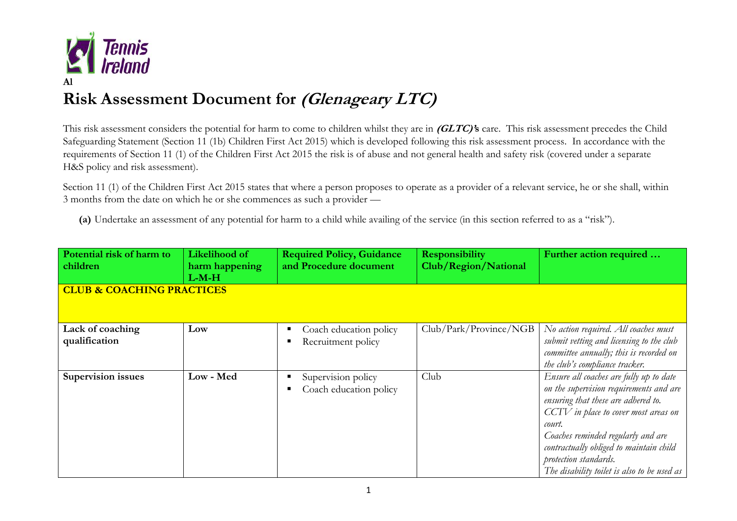**A1**

# Risk Assessment Document for ***(Glenageary LTC)***

This risk assessment considers the potential for harm to come to children whilst they are in ***(GLTC)'s*** care. This risk assessment precedes the Child Safeguarding Statement (Section 11 (1b) Children First Act 2015) which is developed following this risk assessment process. In accordance with the requirements of Section 11 (1) of the Children First Act 2015 the risk is of abuse and not general health and safety risk (covered under a separate H&S policy and risk assessment).

Section 11 (1) of the Children First Act 2015 states that where a person proposes to operate as a provider of a relevant service, he or she shall, within 3 months from the date on which he or she commences as such a provider —

**(a)** Undertake an assessment of any potential for harm to a child while availing of the service (in this section referred to as a "risk").

| Potential risk of harm to children | Likelihood of harm happening L-M-H | Required Policy, Guidance and Procedure document | Responsibility Club/Region/National | Further action required … |
|---|---|---|---|---|
| **CLUB & COACHING PRACTICES** | | | | |
| **Lack of coaching qualification** | **Low** | ▪ Coach education policy<br>▪ Recruitment policy | Club/Park/Province/NGB | *No action required. All coaches must submit vetting and licensing to the club committee annually; this is recorded on the club's compliance tracker.* |
| **Supervision issues** | **Low - Med** | ▪ Supervision policy<br>▪ Coach education policy | Club | *Ensure all coaches are fully up to date on the supervision requirements and are ensuring that these are adhered to.*<br>*CCTV in place to cover most areas on court.*<br>*Coaches reminded regularly and are contractually obliged to maintain child protection standards.*<br>*The disability toilet is also to be used as* |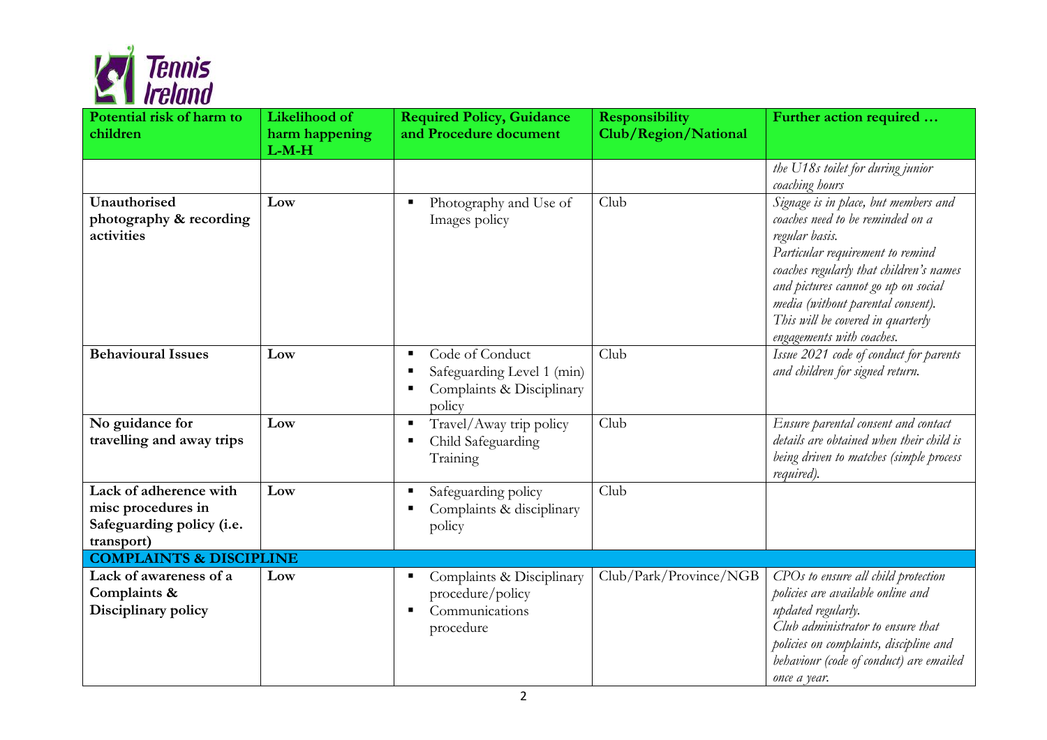| Potential risk of harm to children | Likelihood of harm happening L-M-H | Required Policy, Guidance and Procedure document | Responsibility Club/Region/National | Further action required … |
| --- | --- | --- | --- | --- |
| | | | | *the U18s toilet for during junior coaching hours* |
| **Unauthorised photography & recording activities** | **Low** | ▪ Photography and Use of Images policy | Club | *Signage is in place, but members and coaches need to be reminded on a regular basis.* *Particular requirement to remind coaches regularly that children's names and pictures cannot go up on social media (without parental consent). This will be covered in quarterly engagements with coaches.* |
| **Behavioural Issues** | **Low** | ▪ Code of Conduct ▪ Safeguarding Level 1 (min) ▪ Complaints & Disciplinary policy | Club | *Issue 2021 code of conduct for parents and children for signed return.* |
| **No guidance for travelling and away trips** | **Low** | ▪ Travel/Away trip policy ▪ Child Safeguarding Training | Club | *Ensure parental consent and contact details are obtained when their child is being driven to matches (simple process required).* |
| **Lack of adherence with misc procedures in Safeguarding policy (i.e. transport)** | **Low** | ▪ Safeguarding policy ▪ Complaints & disciplinary policy | Club | |
| **COMPLAINTS & DISCIPLINE** | | | | |
| **Lack of awareness of a Complaints & Disciplinary policy** | **Low** | ▪ Complaints & Disciplinary procedure/policy ▪ Communications procedure | Club/Park/Province/NGB | *CPOs to ensure all child protection policies are available online and updated regularly.* *Club administrator to ensure that policies on complaints, discipline and behaviour (code of conduct) are emailed once a year.* |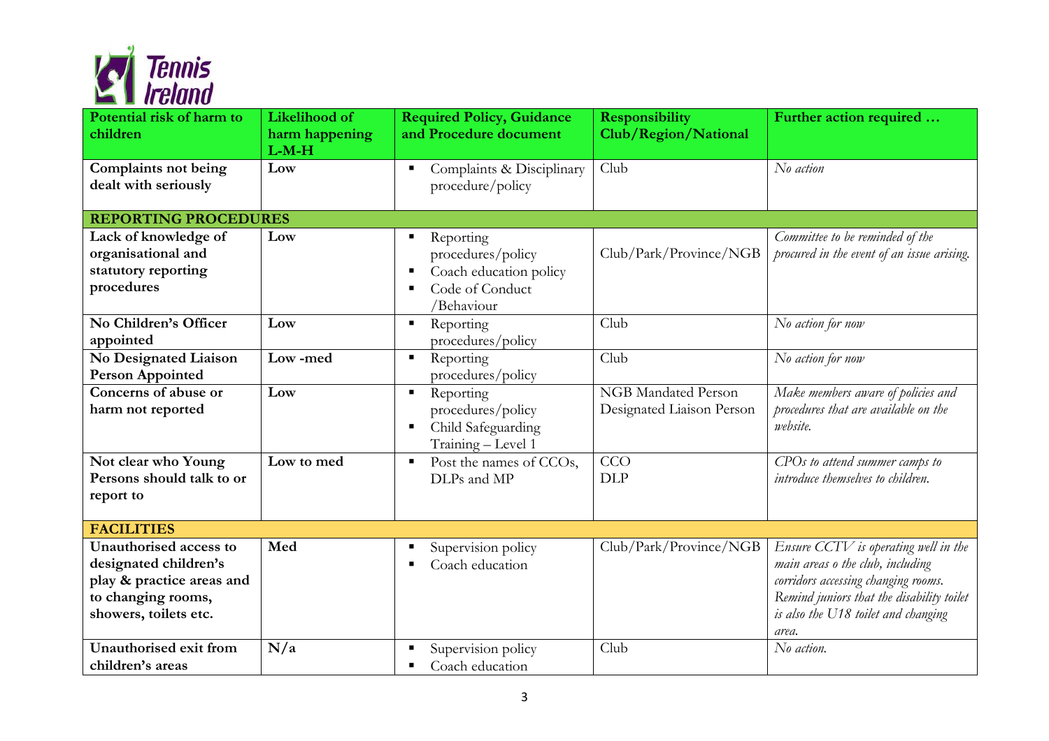| Potential risk of harm to children | Likelihood of harm happening L-M-H | Required Policy, Guidance and Procedure document | Responsibility Club/Region/National | Further action required … |
|---|---|---|---|---|
| **Complaints not being dealt with seriously** | **Low** | ▪ Complaints & Disciplinary procedure/policy | Club | *No action* |
| **REPORTING PROCEDURES** | | | | |
| **Lack of knowledge of organisational and statutory reporting procedures** | **Low** | ▪ Reporting procedures/policy<br>▪ Coach education policy<br>▪ Code of Conduct /Behaviour | Club/Park/Province/NGB | *Committee to be reminded of the procured in the event of an issue arising.* |
| **No Children's Officer appointed** | **Low** | ▪ Reporting procedures/policy | Club | *No action for now* |
| **No Designated Liaison Person Appointed** | **Low -med** | ▪ Reporting procedures/policy | Club | *No action for now* |
| **Concerns of abuse or harm not reported** | **Low** | ▪ Reporting procedures/policy<br>▪ Child Safeguarding Training – Level 1 | NGB Mandated Person<br>Designated Liaison Person | *Make members aware of policies and procedures that are available on the website.* |
| **Not clear who Young Persons should talk to or report to** | **Low to med** | ▪ Post the names of CCOs, DLPs and MP | CCO<br>DLP | *CPOs to attend summer camps to introduce themselves to children.* |
| **FACILITIES** | | | | |
| **Unauthorised access to designated children's play & practice areas and to changing rooms, showers, toilets etc.** | **Med** | ▪ Supervision policy<br>▪ Coach education | Club/Park/Province/NGB | *Ensure CCTV is operating well in the main areas o the club, including corridors accessing changing rooms. Remind juniors that the disability toilet is also the U18 toilet and changing area.* |
| **Unauthorised exit from children's areas** | **N/a** | ▪ Supervision policy<br>▪ Coach education | Club | *No action.* |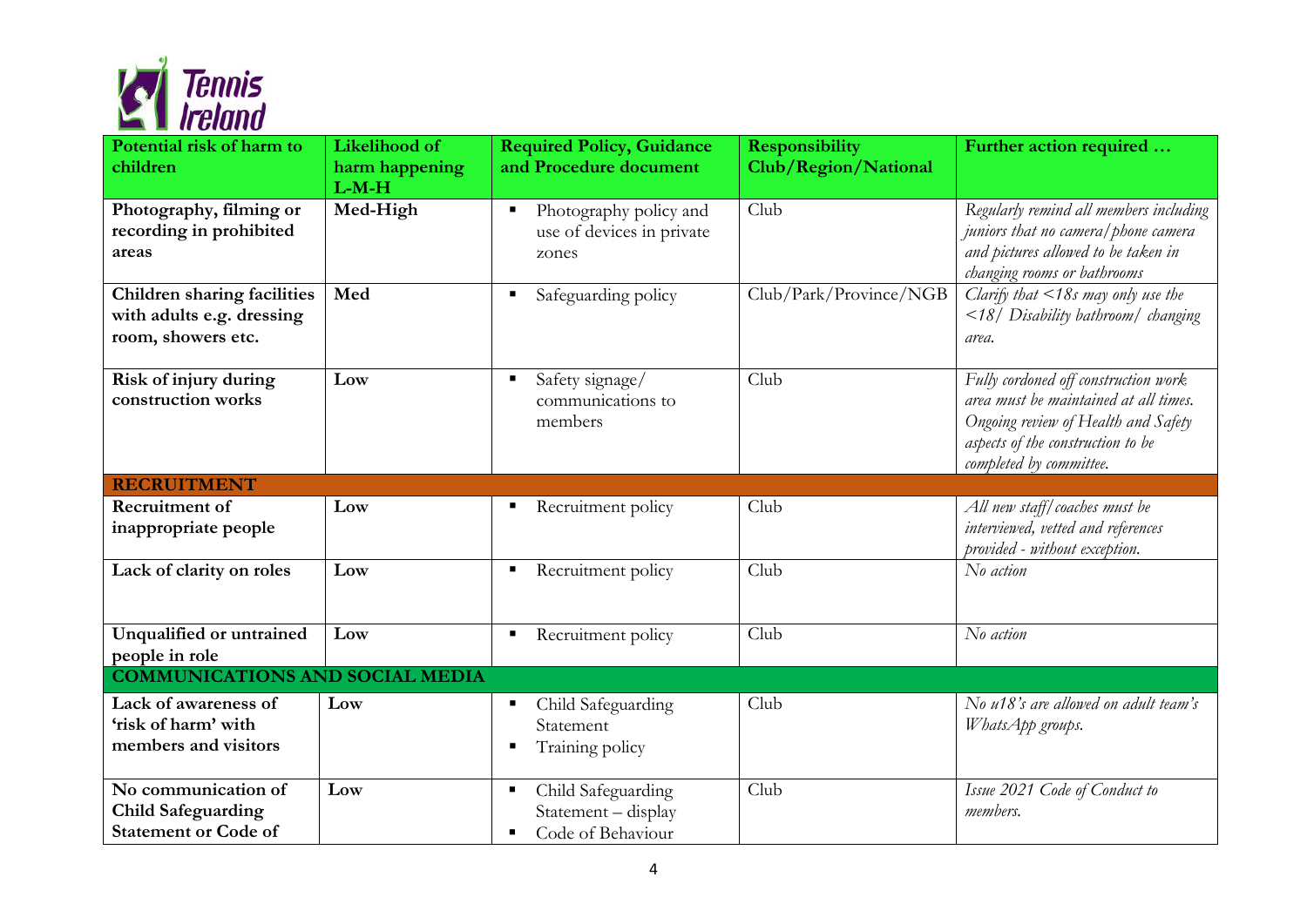| Potential risk of harm to children | Likelihood of harm happening L-M-H | Required Policy, Guidance and Procedure document | Responsibility Club/Region/National | Further action required … |
|---|---|---|---|---|
| **Photography, filming or recording in prohibited areas** | **Med-High** | ▪ Photography policy and use of devices in private zones | Club | *Regularly remind all members including juniors that no camera/phone camera and pictures allowed to be taken in changing rooms or bathrooms* |
| **Children sharing facilities with adults e.g. dressing room, showers etc.** | **Med** | ▪ Safeguarding policy | Club/Park/Province/NGB | *Clarify that <18s may only use the <18/ Disability bathroom/ changing area.* |
| **Risk of injury during construction works** | **Low** | ▪ Safety signage/ communications to members | Club | *Fully cordoned off construction work area must be maintained at all times. Ongoing review of Health and Safety aspects of the construction to be completed by committee.* |
| **RECRUITMENT** | | | | |
| **Recruitment of inappropriate people** | **Low** | ▪ Recruitment policy | Club | *All new staff/coaches must be interviewed, vetted and references provided - without exception.* |
| **Lack of clarity on roles** | **Low** | ▪ Recruitment policy | Club | *No action* |
| **Unqualified or untrained people in role** | **Low** | ▪ Recruitment policy | Club | *No action* |
| **COMMUNICATIONS AND SOCIAL MEDIA** | | | | |
| **Lack of awareness of 'risk of harm' with members and visitors** | **Low** | ▪ Child Safeguarding Statement<br>▪ Training policy | Club | *No u18's are allowed on adult team's WhatsApp groups.* |
| **No communication of Child Safeguarding Statement or Code of** | **Low** | ▪ Child Safeguarding Statement – display<br>▪ Code of Behaviour | Club | *Issue 2021 Code of Conduct to members.* |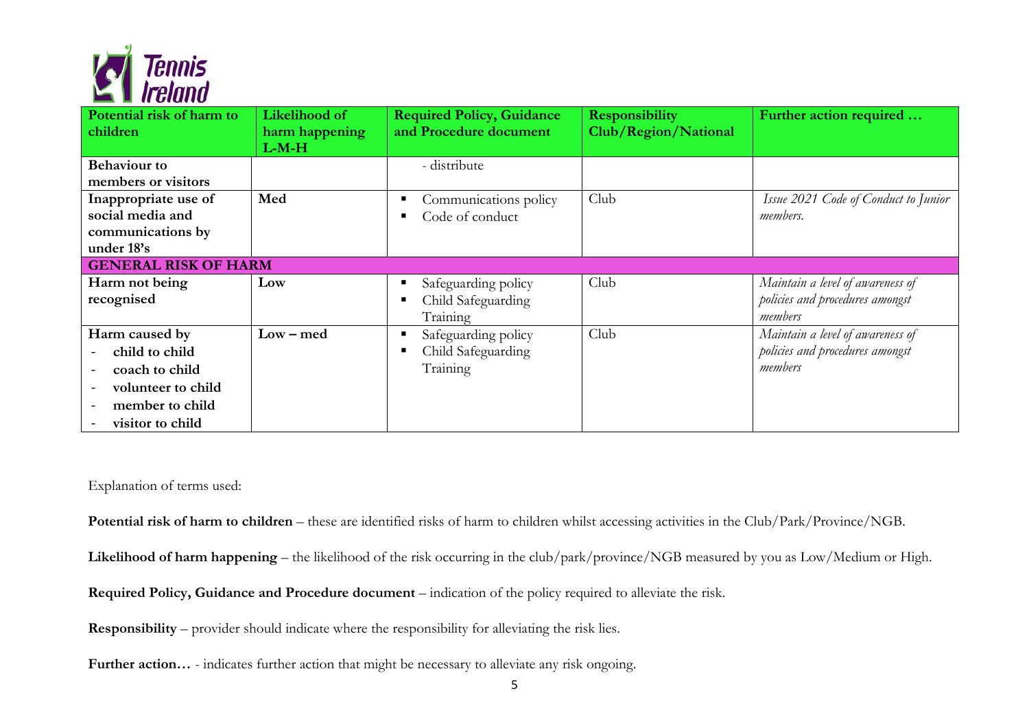| Potential risk of harm to children | Likelihood of harm happening L-M-H | Required Policy, Guidance and Procedure document | Responsibility Club/Region/National | Further action required … |
|---|---|---|---|---|
| **Behaviour to members or visitors** | | - distribute | | |
| **Inappropriate use of social media and communications by under 18's** | **Med** | ▪ Communications policy<br>▪ Code of conduct | Club | *Issue 2021 Code of Conduct to Junior members.* |
| **GENERAL RISK OF HARM** | | | | |
| **Harm not being recognised** | **Low** | ▪ Safeguarding policy<br>▪ Child Safeguarding Training | Club | *Maintain a level of awareness of policies and procedures amongst members* |
| **Harm caused by**<br>- **child to child**<br>- **coach to child**<br>- **volunteer to child**<br>- **member to child**<br>- **visitor to child** | **Low – med** | ▪ Safeguarding policy<br>▪ Child Safeguarding Training | Club | *Maintain a level of awareness of policies and procedures amongst members* |

Explanation of terms used:

**Potential risk of harm to children** – these are identified risks of harm to children whilst accessing activities in the Club/Park/Province/NGB.

**Likelihood of harm happening** – the likelihood of the risk occurring in the club/park/province/NGB measured by you as Low/Medium or High.

**Required Policy, Guidance and Procedure document** – indication of the policy required to alleviate the risk.

**Responsibility** – provider should indicate where the responsibility for alleviating the risk lies.

**Further action…** - indicates further action that might be necessary to alleviate any risk ongoing.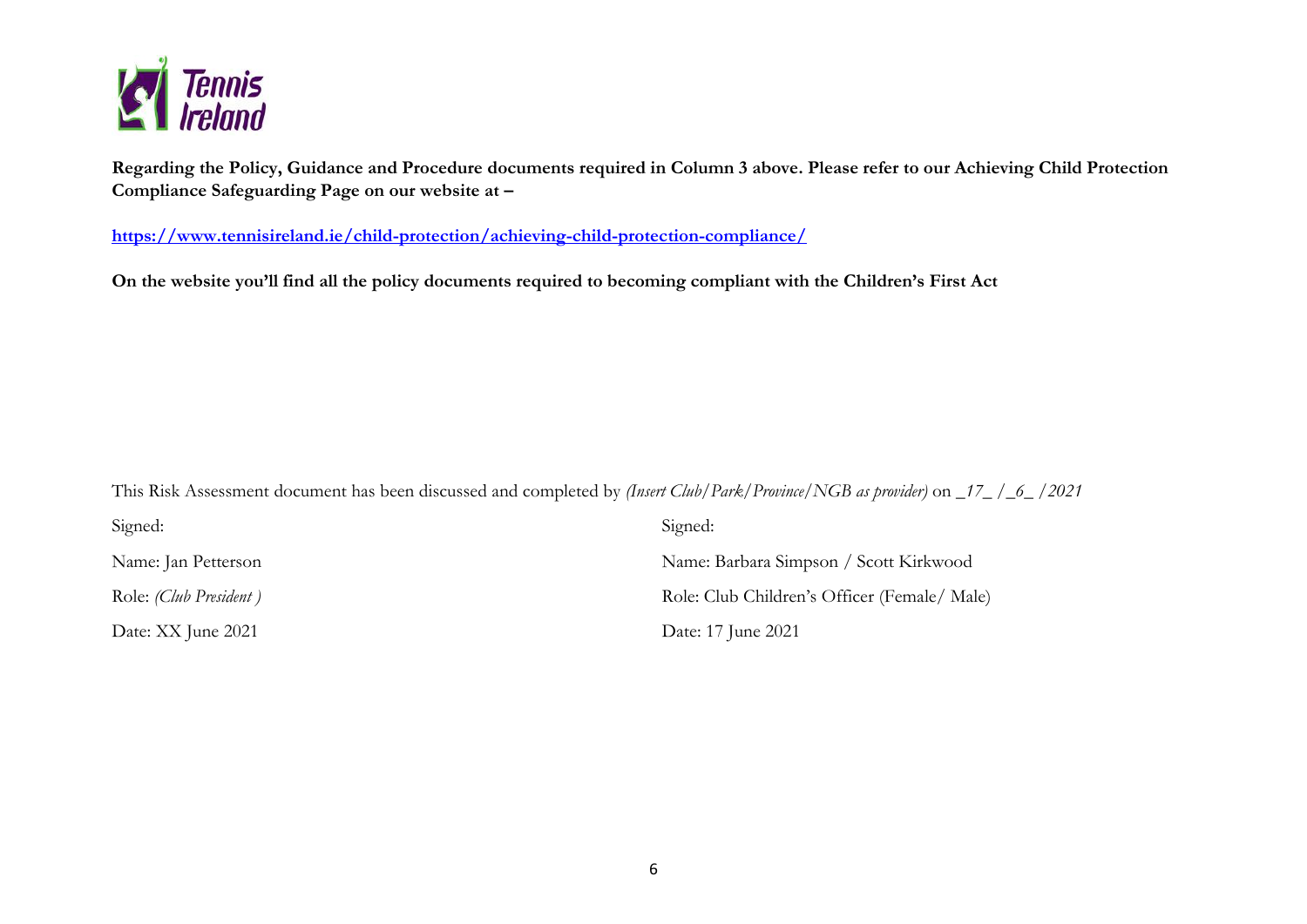**Regarding the Policy, Guidance and Procedure documents required in Column 3 above. Please refer to our Achieving Child Protection Compliance Safeguarding Page on our website at –**

**https://www.tennisireland.ie/child-protection/achieving-child-protection-compliance/**

**On the website you'll find all the policy documents required to becoming compliant with the Children's First Act**

This Risk Assessment document has been discussed and completed by *(Insert Club/Park/Province/NGB as provider)* on _17_ /_6_ /*2021*

| | |
|---|---|
| Signed: | Signed: |
| Name: Jan Petterson | Name: Barbara Simpson / Scott Kirkwood |
| Role: *(Club President )* | Role: Club Children's Officer (Female/ Male) |
| Date: XX June 2021 | Date: 17 June 2021 |